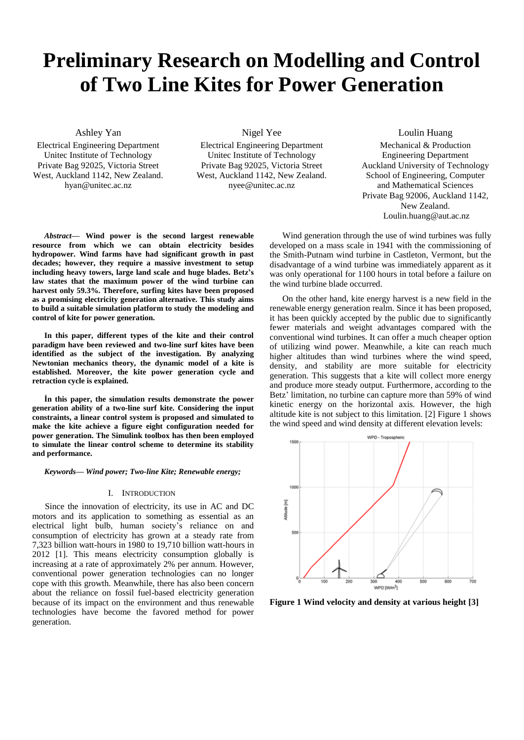# Preliminary Research on Modelling and Control of Two Line Kites for Power Generation

Ashley Yan
Electrical Engineering Department
Unitec Institute of Technology
Private Bag 92025, Victoria Street
West, Auckland 1142, New Zealand.
hyan@unitec.ac.nz

Nigel Yee
Electrical Engineering Department
Unitec Institute of Technology
Private Bag 92025, Victoria Street
West, Auckland 1142, New Zealand.
nyee@unitec.ac.nz

Loulin Huang
Mechanical & Production
Engineering Department
Auckland University of Technology
School of Engineering, Computer
and Mathematical Sciences
Private Bag 92006, Auckland 1142,
New Zealand.
Loulin.huang@aut.ac.nz

***Abstract*— Wind power is the second largest renewable resource from which we can obtain electricity besides hydropower. Wind farms have had significant growth in past decades; however, they require a massive investment to setup including heavy towers, large land scale and huge blades. Betz's law states that the maximum power of the wind turbine can harvest only 59.3%. Therefore, surfing kites have been proposed as a promising electricity generation alternative. This study aims to build a suitable simulation platform to study the modeling and control of kite for power generation.**

**In this paper, different types of the kite and their control paradigm have been reviewed and two-line surf kites have been identified as the subject of the investigation. By analyzing Newtonian mechanics theory, the dynamic model of a kite is established. Moreover, the kite power generation cycle and retraction cycle is explained.**

**İn this paper, the simulation results demonstrate the power generation ability of a two-line surf kite. Considering the input constraints, a linear control system is proposed and simulated to make the kite achieve a figure eight configuration needed for power generation. The Simulink toolbox has then been employed to simulate the linear control scheme to determine its stability and performance.**

***Keywords— Wind power; Two-line Kite; Renewable energy;***

## I. Introduction

Since the innovation of electricity, its use in AC and DC motors and its application to something as essential as an electrical light bulb, human society's reliance on and consumption of electricity has grown at a steady rate from 7,323 billion watt-hours in 1980 to 19,710 billion watt-hours in 2012 [1]. This means electricity consumption globally is increasing at a rate of approximately 2% per annum. However, conventional power generation technologies can no longer cope with this growth. Meanwhile, there has also been concern about the reliance on fossil fuel-based electricity generation because of its impact on the environment and thus renewable technologies have become the favored method for power generation.

Wind generation through the use of wind turbines was fully developed on a mass scale in 1941 with the commissioning of the Smith-Putnam wind turbine in Castleton, Vermont, but the disadvantage of a wind turbine was immediately apparent as it was only operational for 1100 hours in total before a failure on the wind turbine blade occurred.

On the other hand, kite energy harvest is a new field in the renewable energy generation realm. Since it has been proposed, it has been quickly accepted by the public due to significantly fewer materials and weight advantages compared with the conventional wind turbines. It can offer a much cheaper option of utilizing wind power. Meanwhile, a kite can reach much higher altitudes than wind turbines where the wind speed, density, and stability are more suitable for electricity generation. This suggests that a kite will collect more energy and produce more steady output. Furthermore, according to the Betz' limitation, no turbine can capture more than 59% of wind kinetic energy on the horizontal axis. However, the high altitude kite is not subject to this limitation. [2] Figure 1 shows the wind speed and wind density at different elevation levels:

**Figure 1 Wind velocity and density at various height [3]**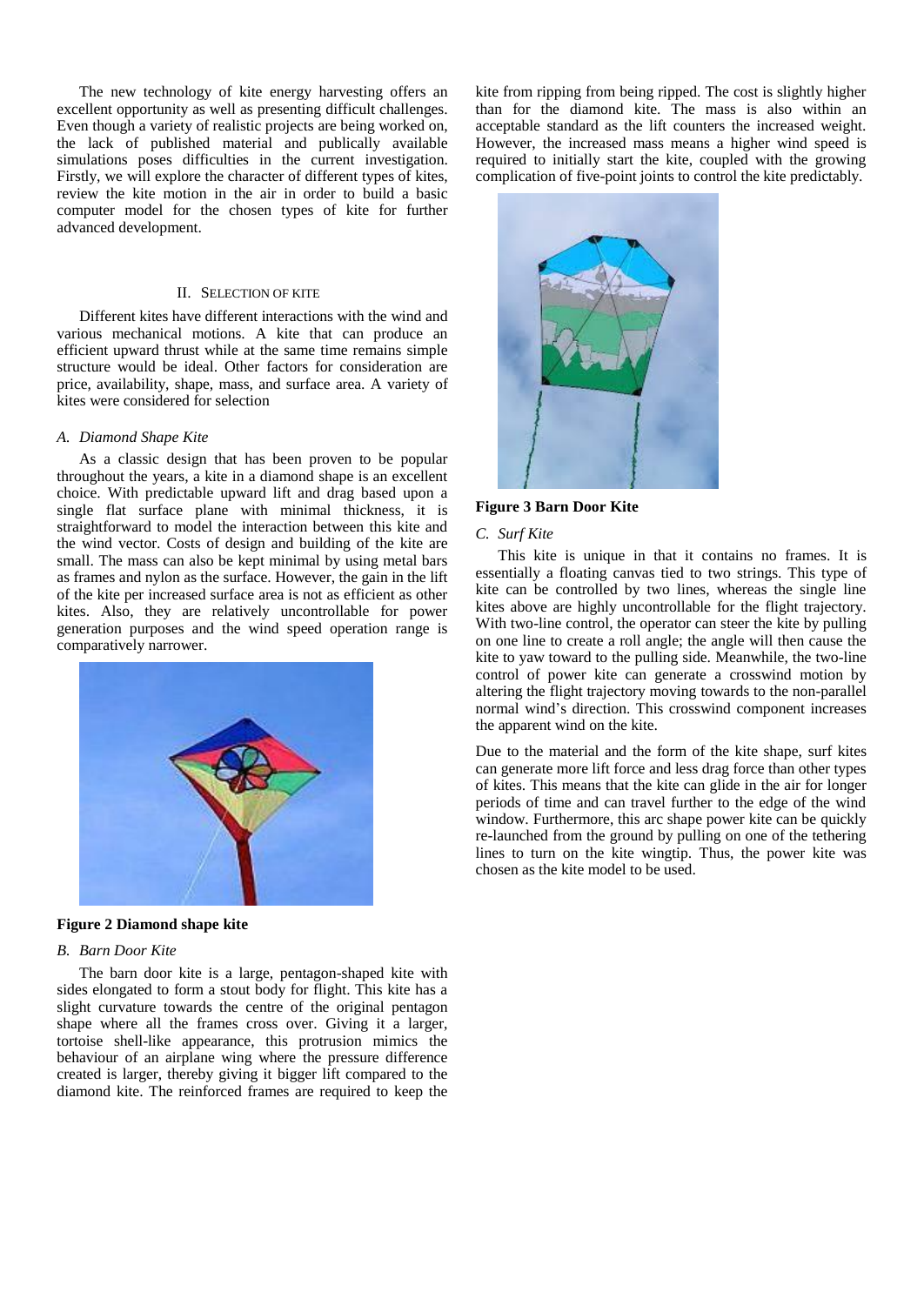The new technology of kite energy harvesting offers an excellent opportunity as well as presenting difficult challenges. Even though a variety of realistic projects are being worked on, the lack of published material and publically available simulations poses difficulties in the current investigation. Firstly, we will explore the character of different types of kites, review the kite motion in the air in order to build a basic computer model for the chosen types of kite for further advanced development.

## II. Selection of Kite

Different kites have different interactions with the wind and various mechanical motions. A kite that can produce an efficient upward thrust while at the same time remains simple structure would be ideal. Other factors for consideration are price, availability, shape, mass, and surface area. A variety of kites were considered for selection

### *A. Diamond Shape Kite*

As a classic design that has been proven to be popular throughout the years, a kite in a diamond shape is an excellent choice. With predictable upward lift and drag based upon a single flat surface plane with minimal thickness, it is straightforward to model the interaction between this kite and the wind vector. Costs of design and building of the kite are small. The mass can also be kept minimal by using metal bars as frames and nylon as the surface. However, the gain in the lift of the kite per increased surface area is not as efficient as other kites. Also, they are relatively uncontrollable for power generation purposes and the wind speed operation range is comparatively narrower.

**Figure 2 Diamond shape kite**

### *B. Barn Door Kite*

The barn door kite is a large, pentagon-shaped kite with sides elongated to form a stout body for flight. This kite has a slight curvature towards the centre of the original pentagon shape where all the frames cross over. Giving it a larger, tortoise shell-like appearance, this protrusion mimics the behaviour of an airplane wing where the pressure difference created is larger, thereby giving it bigger lift compared to the diamond kite. The reinforced frames are required to keep the kite from ripping from being ripped. The cost is slightly higher than for the diamond kite. The mass is also within an acceptable standard as the lift counters the increased weight. However, the increased mass means a higher wind speed is required to initially start the kite, coupled with the growing complication of five-point joints to control the kite predictably.

**Figure 3 Barn Door Kite**

### *C. Surf Kite*

This kite is unique in that it contains no frames. It is essentially a floating canvas tied to two strings. This type of kite can be controlled by two lines, whereas the single line kites above are highly uncontrollable for the flight trajectory. With two-line control, the operator can steer the kite by pulling on one line to create a roll angle; the angle will then cause the kite to yaw toward to the pulling side. Meanwhile, the two-line control of power kite can generate a crosswind motion by altering the flight trajectory moving towards to the non-parallel normal wind's direction. This crosswind component increases the apparent wind on the kite.

Due to the material and the form of the kite shape, surf kites can generate more lift force and less drag force than other types of kites. This means that the kite can glide in the air for longer periods of time and can travel further to the edge of the wind window. Furthermore, this arc shape power kite can be quickly re-launched from the ground by pulling on one of the tethering lines to turn on the kite wingtip. Thus, the power kite was chosen as the kite model to be used.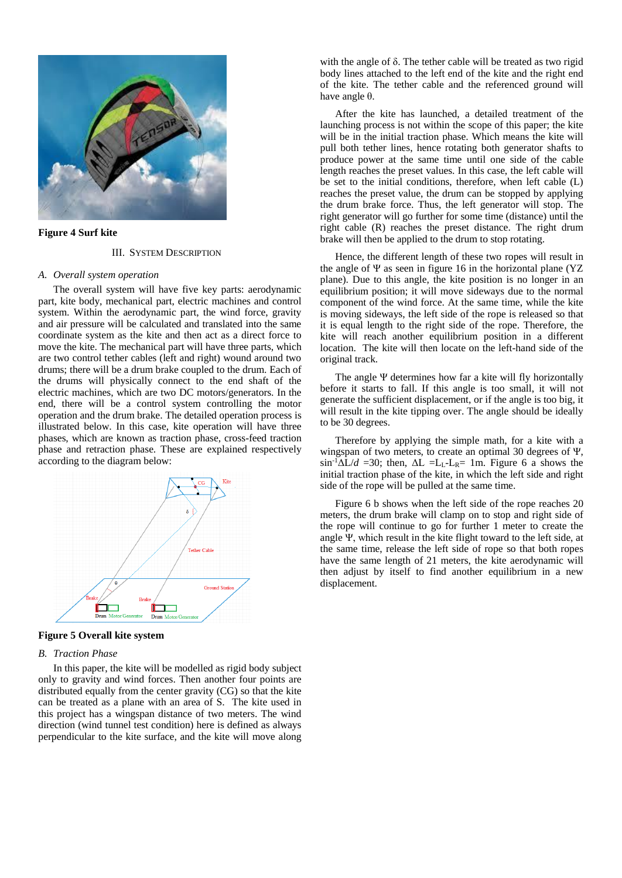**Figure 4 Surf kite**

## III. System Description

### A. Overall system operation

The overall system will have five key parts: aerodynamic part, kite body, mechanical part, electric machines and control system. Within the aerodynamic part, the wind force, gravity and air pressure will be calculated and translated into the same coordinate system as the kite and then act as a direct force to move the kite. The mechanical part will have three parts, which are two control tether cables (left and right) wound around two drums; there will be a drum brake coupled to the drum. Each of the drums will physically connect to the end shaft of the electric machines, which are two DC motors/generators. In the end, there will be a control system controlling the motor operation and the drum brake. The detailed operation process is illustrated below. In this case, kite operation will have three phases, which are known as traction phase, cross-feed traction phase and retraction phase. These are explained respectively according to the diagram below:

**Figure 5 Overall kite system**

### B. Traction Phase

In this paper, the kite will be modelled as rigid body subject only to gravity and wind forces. Then another four points are distributed equally from the center gravity (CG) so that the kite can be treated as a plane with an area of S. The kite used in this project has a wingspan distance of two meters. The wind direction (wind tunnel test condition) here is defined as always perpendicular to the kite surface, and the kite will move along with the angle of δ. The tether cable will be treated as two rigid body lines attached to the left end of the kite and the right end of the kite. The tether cable and the referenced ground will have angle θ.

After the kite has launched, a detailed treatment of the launching process is not within the scope of this paper; the kite will be in the initial traction phase. Which means the kite will pull both tether lines, hence rotating both generator shafts to produce power at the same time until one side of the cable length reaches the preset values. In this case, the left cable will be set to the initial conditions, therefore, when left cable (L) reaches the preset value, the drum can be stopped by applying the drum brake force. Thus, the left generator will stop. The right generator will go further for some time (distance) until the right cable (R) reaches the preset distance. The right drum brake will then be applied to the drum to stop rotating.

Hence, the different length of these two ropes will result in the angle of Ψ as seen in figure 16 in the horizontal plane (YZ plane). Due to this angle, the kite position is no longer in an equilibrium position; it will move sideways due to the normal component of the wind force. At the same time, while the kite is moving sideways, the left side of the rope is released so that it is equal length to the right side of the rope. Therefore, the kite will reach another equilibrium position in a different location. The kite will then locate on the left-hand side of the original track.

The angle Ψ determines how far a kite will fly horizontally before it starts to fall. If this angle is too small, it will not generate the sufficient displacement, or if the angle is too big, it will result in the kite tipping over. The angle should be ideally to be 30 degrees.

Therefore by applying the simple math, for a kite with a wingspan of two meters, to create an optimal 30 degrees of Ψ, $\sin^{-1}\Delta L/d = 30$; then, $\Delta L = L_L - L_R = 1$m. Figure 6 a shows the initial traction phase of the kite, in which the left side and right side of the rope will be pulled at the same time.

Figure 6 b shows when the left side of the rope reaches 20 meters, the drum brake will clamp on to stop and right side of the rope will continue to go for further 1 meter to create the angle Ψ, which result in the kite flight toward to the left side, at the same time, release the left side of rope so that both ropes have the same length of 21 meters, the kite aerodynamic will then adjust by itself to find another equilibrium in a new displacement.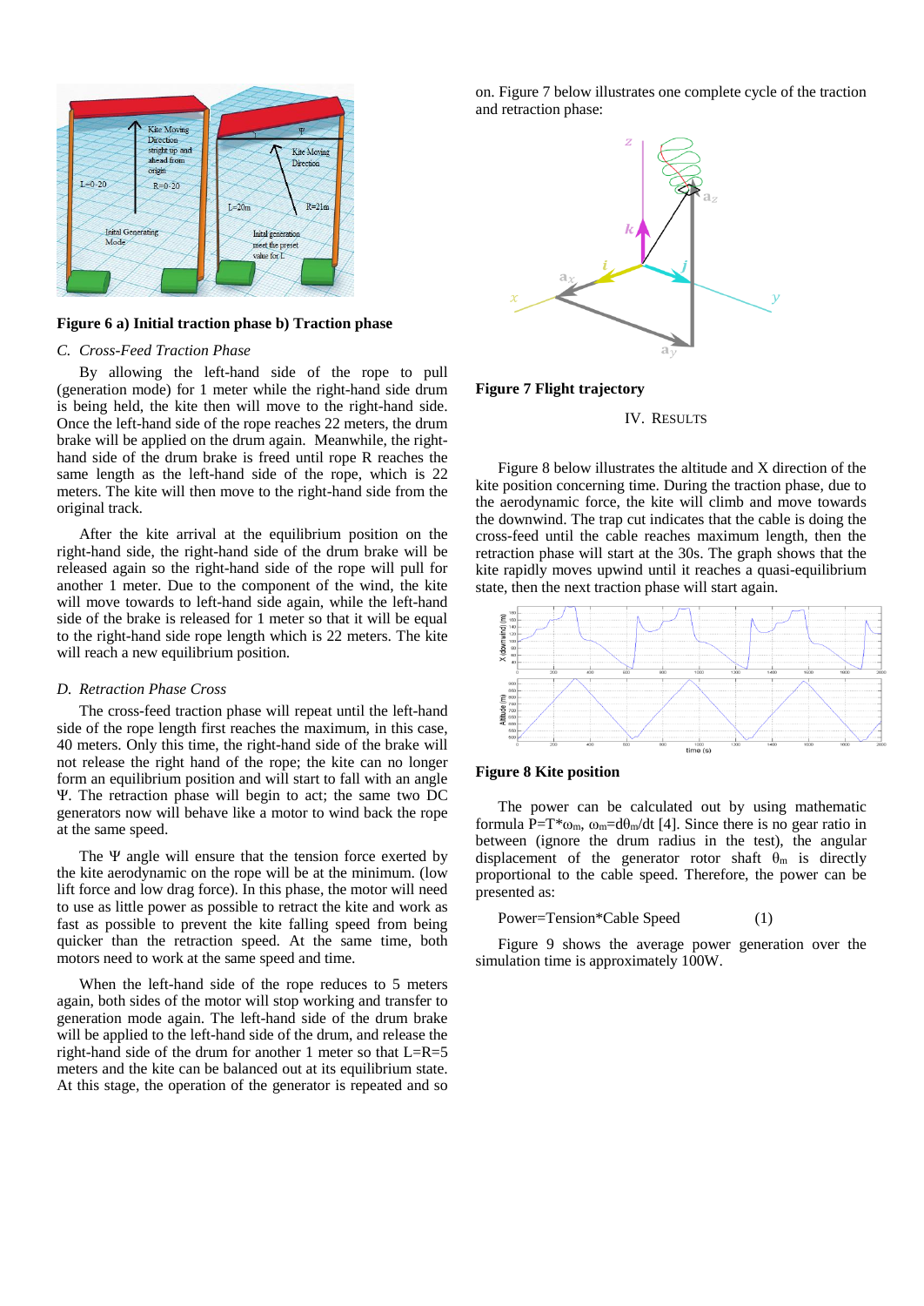**Figure 6 a) Initial traction phase b) Traction phase**

*C. Cross-Feed Traction Phase*

By allowing the left-hand side of the rope to pull (generation mode) for 1 meter while the right-hand side drum is being held, the kite then will move to the right-hand side. Once the left-hand side of the rope reaches 22 meters, the drum brake will be applied on the drum again. Meanwhile, the right-hand side of the drum brake is freed until rope R reaches the same length as the left-hand side of the rope, which is 22 meters. The kite will then move to the right-hand side from the original track.

After the kite arrival at the equilibrium position on the right-hand side, the right-hand side of the drum brake will be released again so the right-hand side of the rope will pull for another 1 meter. Due to the component of the wind, the kite will move towards to left-hand side again, while the left-hand side of the brake is released for 1 meter so that it will be equal to the right-hand side rope length which is 22 meters. The kite will reach a new equilibrium position.

*D. Retraction Phase Cross*

The cross-feed traction phase will repeat until the left-hand side of the rope length first reaches the maximum, in this case, 40 meters. Only this time, the right-hand side of the brake will not release the right hand of the rope; the kite can no longer form an equilibrium position and will start to fall with an angle Ψ. The retraction phase will begin to act; the same two DC generators now will behave like a motor to wind back the rope at the same speed.

The Ψ angle will ensure that the tension force exerted by the kite aerodynamic on the rope will be at the minimum. (low lift force and low drag force). In this phase, the motor will need to use as little power as possible to retract the kite and work as fast as possible to prevent the kite falling speed from being quicker than the retraction speed. At the same time, both motors need to work at the same speed and time.

When the left-hand side of the rope reduces to 5 meters again, both sides of the motor will stop working and transfer to generation mode again. The left-hand side of the drum brake will be applied to the left-hand side of the drum, and release the right-hand side of the drum for another 1 meter so that L=R=5 meters and the kite can be balanced out at its equilibrium state. At this stage, the operation of the generator is repeated and so on. Figure 7 below illustrates one complete cycle of the traction and retraction phase:

**Figure 7 Flight trajectory**

## IV. Results

Figure 8 below illustrates the altitude and X direction of the kite position concerning time. During the traction phase, due to the aerodynamic force, the kite will climb and move towards the downwind. The trap cut indicates that the cable is doing the cross-feed until the cable reaches maximum length, then the retraction phase will start at the 30s. The graph shows that the kite rapidly moves upwind until it reaches a quasi-equilibrium state, then the next traction phase will start again.

**Figure 8 Kite position**

The power can be calculated out by using mathematic formula $P=T*\omega_m$, $\omega_m=d\theta_m/dt$ [4]. Since there is no gear ratio in between (ignore the drum radius in the test), the angular displacement of the generator rotor shaft $\theta_m$ is directly proportional to the cable speed. Therefore, the power can be presented as:

$$\text{Power}=\text{Tension}*\text{Cable Speed} \quad (1)$$

Figure 9 shows the average power generation over the simulation time is approximately 100W.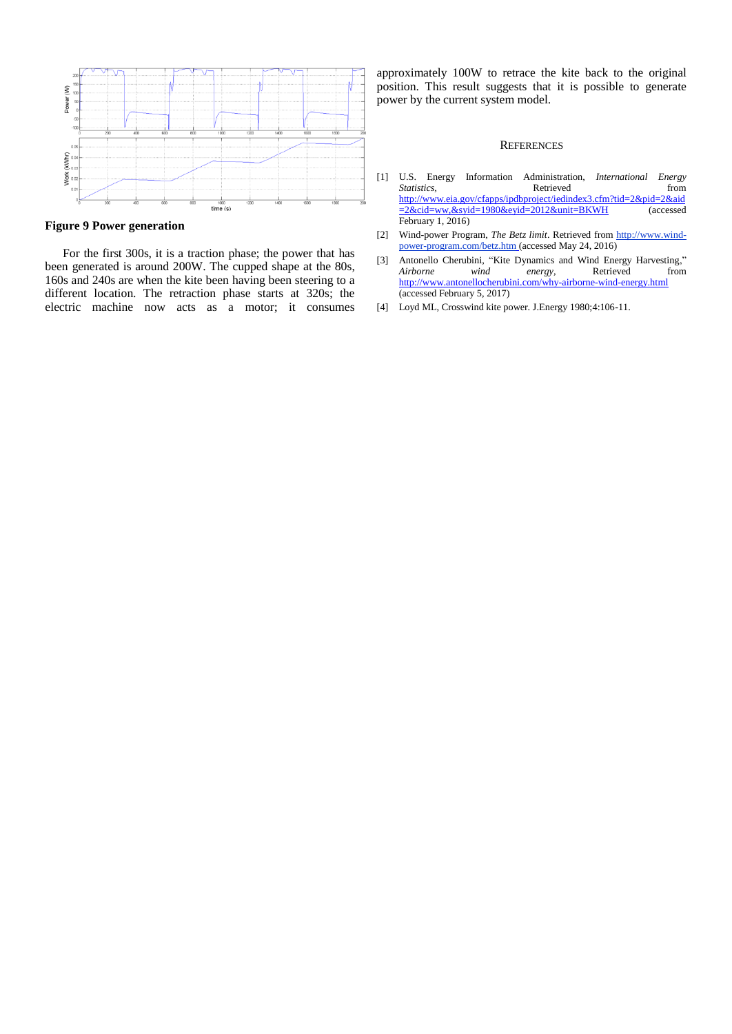Power (W)

200
150
100
50
0
-50
-100

0 200 400 600 800 1000 1200 1400 1600 1800 200

Work (kWhr)

0.05
0.04
0.03
0.02
0.01
0

0 200 400 600 800 1000 1200 1400 1600 1800 200

time (s)

**Figure 9 Power generation**

For the first 300s, it is a traction phase; the power that has been generated is around 200W. The cupped shape at the 80s, 160s and 240s are when the kite been having been steering to a different location. The retraction phase starts at 320s; the electric machine now acts as a motor; it consumes approximately 100W to retrace the kite back to the original position. This result suggests that it is possible to generate power by the current system model.

## REFERENCES

[1] U.S. Energy Information Administration, *International Energy Statistics*, Retrieved from http://www.eia.gov/cfapps/ipdbproject/iedindex3.cfm?tid=2&pid=2&aid=2&cid=ww,&syid=1980&eyid=2012&unit=BKWH (accessed February 1, 2016)

[2] Wind-power Program, *The Betz limit*. Retrieved from http://www.wind-power-program.com/betz.htm (accessed May 24, 2016)

[3] Antonello Cherubini, "Kite Dynamics and Wind Energy Harvesting," *Airborne wind energy*, Retrieved from http://www.antonellocherubini.com/why-airborne-wind-energy.html (accessed February 5, 2017)

[4] Loyd ML, Crosswind kite power. J.Energy 1980;4:106-11.